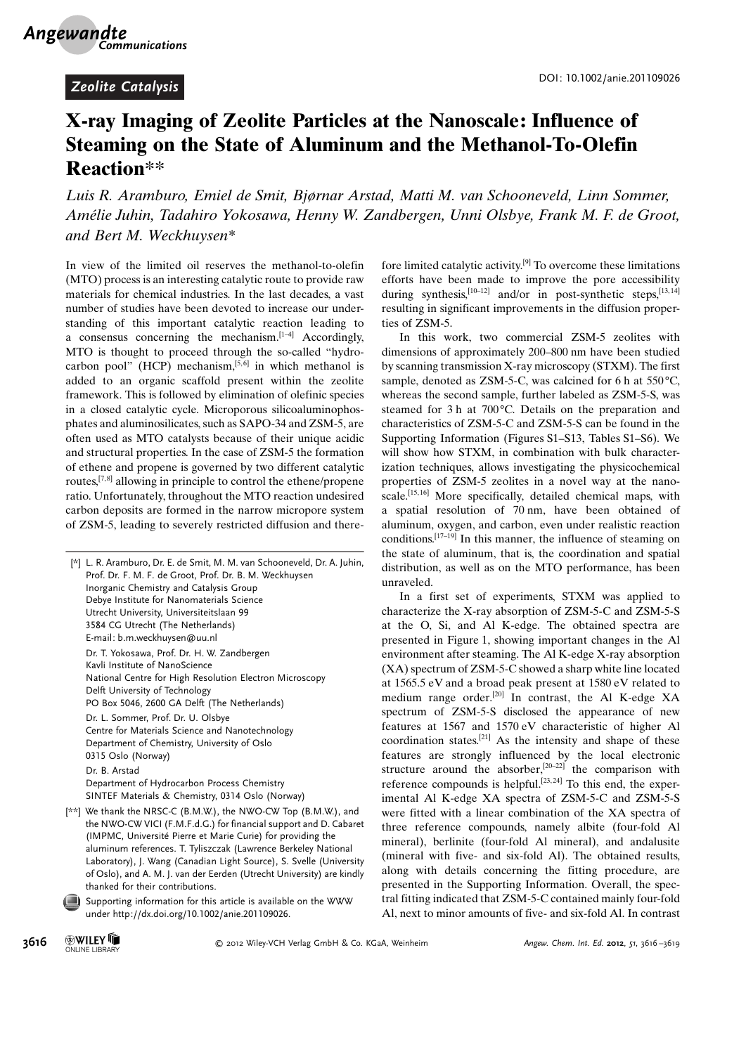Zeolite Catalysis

DOI: 10.1002/anie.201109026

# X-ray Imaging of Zeolite Particles at the Nanoscale: Influence of Steaming on the State of Aluminum and the Methanol-To-Olefin Reaction**

*Luis R. Aramburo, Emiel de Smit, Bjørnar Arstad, Matti M. van Schooneveld, Linn Sommer, Amélie Juhin, Tadahiro Yokosawa, Henny W. Zandbergen, Unni Olsbye, Frank M. F. de Groot, and Bert M. Weckhuysen**

In view of the limited oil reserves the methanol-to-olefin (MTO) process is an interesting catalytic route to provide raw materials for chemical industries. In the last decades, a vast number of studies have been devoted to increase our understanding of this important catalytic reaction leading to a consensus concerning the mechanism.[1–4] Accordingly, MTO is thought to proceed through the so-called "hydrocarbon pool" (HCP) mechanism,[5,6] in which methanol is added to an organic scaffold present within the zeolite framework. This is followed by elimination of olefinic species in a closed catalytic cycle. Microporous silicoaluminophosphates and aluminosilicates, such as SAPO-34 and ZSM-5, are often used as MTO catalysts because of their unique acidic and structural properties. In the case of ZSM-5 the formation of ethene and propene is governed by two different catalytic routes,[7,8] allowing in principle to control the ethene/propene ratio. Unfortunately, throughout the MTO reaction undesired carbon deposits are formed in the narrow micropore system of ZSM-5, leading to severely restricted diffusion and therefore limited catalytic activity.[9] To overcome these limitations efforts have been made to improve the pore accessibility during synthesis,[10–12] and/or in post-synthetic steps,[13,14] resulting in significant improvements in the diffusion properties of ZSM-5.

In this work, two commercial ZSM-5 zeolites with dimensions of approximately 200–800 nm have been studied by scanning transmission X-ray microscopy (STXM). The first sample, denoted as ZSM-5-C, was calcined for 6 h at 550 °C, whereas the second sample, further labeled as ZSM-5-S, was steamed for 3 h at 700 °C. Details on the preparation and characteristics of ZSM-5-C and ZSM-5-S can be found in the Supporting Information (Figures S1–S13, Tables S1–S6). We will show how STXM, in combination with bulk characterization techniques, allows investigating the physicochemical properties of ZSM-5 zeolites in a novel way at the nanoscale.[15,16] More specifically, detailed chemical maps, with a spatial resolution of 70 nm, have been obtained of aluminum, oxygen, and carbon, even under realistic reaction conditions.[17–19] In this manner, the influence of steaming on the state of aluminum, that is, the coordination and spatial distribution, as well as on the MTO performance, has been unraveled.

In a first set of experiments, STXM was applied to characterize the X-ray absorption of ZSM-5-C and ZSM-5-S at the O, Si, and Al K-edge. The obtained spectra are presented in Figure 1, showing important changes in the Al environment after steaming. The Al K-edge X-ray absorption (XA) spectrum of ZSM-5-C showed a sharp white line located at 1565.5 eV and a broad peak present at 1580 eV related to medium range order.[20] In contrast, the Al K-edge XA spectrum of ZSM-5-S disclosed the appearance of new features at 1567 and 1570 eV characteristic of higher Al coordination states.[21] As the intensity and shape of these features are strongly influenced by the local electronic structure around the absorber,[20–22] the comparison with reference compounds is helpful.[23,24] To this end, the experimental Al K-edge XA spectra of ZSM-5-C and ZSM-5-S were fitted with a linear combination of the XA spectra of three reference compounds, namely albite (four-fold Al mineral), berlinite (four-fold Al mineral), and andalusite (mineral with five- and six-fold Al). The obtained results, along with details concerning the fitting procedure, are presented in the Supporting Information. Overall, the spectral fitting indicated that ZSM-5-C contained mainly four-fold Al, next to minor amounts of five- and six-fold Al. In contrast

---

[*] L. R. Aramburo, Dr. E. de Smit, M. M. van Schooneveld, Dr. A. Juhin, Prof. Dr. F. M. F. de Groot, Prof. Dr. B. M. Weckhuysen
Inorganic Chemistry and Catalysis Group
Debye Institute for Nanomaterials Science
Utrecht University, Universiteitslaan 99
3584 CG Utrecht (The Netherlands)
E-mail: b.m.weckhuysen@uu.nl

Dr. T. Yokosawa, Prof. Dr. H. W. Zandbergen
Kavli Institute of NanoScience
National Centre for High Resolution Electron Microscopy
Delft University of Technology
PO Box 5046, 2600 GA Delft (The Netherlands)

Dr. L. Sommer, Prof. Dr. U. Olsbye
Centre for Materials Science and Nanotechnology
Department of Chemistry, University of Oslo
0315 Oslo (Norway)

Dr. B. Arstad
Department of Hydrocarbon Process Chemistry
SINTEF Materials & Chemistry, 0314 Oslo (Norway)

[**] We thank the NRSC-C (B.M.W.), the NWO-CW Top (B.M.W.), and the NWO-CW VICI (F.M.F.d.G.) for financial support and D. Cabaret (IMPMC, Université Pierre et Marie Curie) for providing the aluminum references. T. Tyliszczak (Lawrence Berkeley National Laboratory), J. Wang (Canadian Light Source), S. Svelle (University of Oslo), and A. M. J. van der Eerden (Utrecht University) are kindly thanked for their contributions.

Supporting information for this article is available on the WWW under http://dx.doi.org/10.1002/anie.201109026.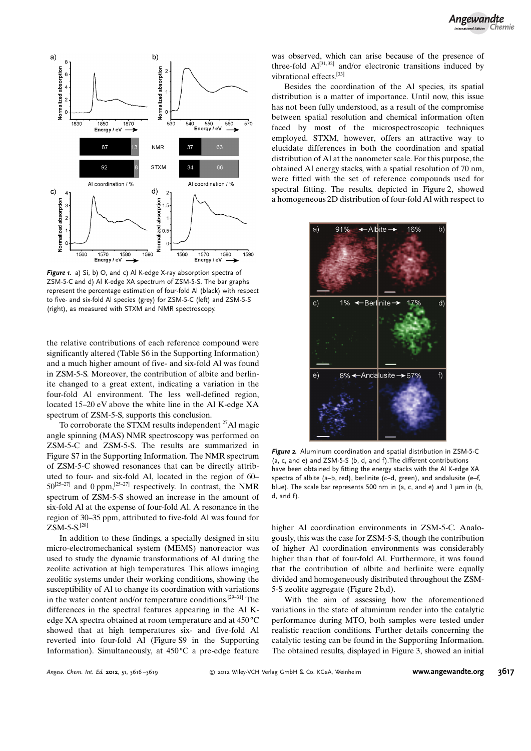***Figure 1.*** a) Si, b) O, and c) Al K-edge X-ray absorption spectra of ZSM-5-C and d) Al K-edge XA spectrum of ZSM-5-S. The bar graphs represent the percentage estimation of four-fold Al (black) with respect to five- and six-fold Al species (grey) for ZSM-5-C (left) and ZSM-5-S (right), as measured with STXM and NMR spectroscopy.

the relative contributions of each reference compound were significantly altered (Table S6 in the Supporting Information) and a much higher amount of five- and six-fold Al was found in ZSM-5-S. Moreover, the contribution of albite and berlinite changed to a great extent, indicating a variation in the four-fold Al environment. The less well-defined region, located 15–20 eV above the white line in the Al K-edge XA spectrum of ZSM-5-S, supports this conclusion.

To corroborate the STXM results independent $^{27}$Al magic angle spinning (MAS) NMR spectroscopy was performed on ZSM-5-C and ZSM-5-S. The results are summarized in Figure S7 in the Supporting Information. The NMR spectrum of ZSM-5-C showed resonances that can be directly attributed to four- and six-fold Al, located in the region of 60–50[25–27] and 0 ppm,[25–27] respectively. In contrast, the NMR spectrum of ZSM-5-S showed an increase in the amount of six-fold Al at the expense of four-fold Al. A resonance in the region of 30–35 ppm, attributed to five-fold Al was found for ZSM-5-S.[28]

In addition to these findings, a specially designed in situ micro-electromechanical system (MEMS) nanoreactor was used to study the dynamic transformations of Al during the zeolite activation at high temperatures. This allows imaging zeolitic systems under their working conditions, showing the susceptibility of Al to change its coordination with variations in the water content and/or temperature conditions.[29–31] The differences in the spectral features appearing in the Al K-edge XA spectra obtained at room temperature and at 450 °C showed that at high temperatures six- and five-fold Al reverted into four-fold Al (Figure S9 in the Supporting Information). Simultaneously, at 450 °C a pre-edge feature was observed, which can arise because of the presence of three-fold Al[31,32] and/or electronic transitions induced by vibrational effects.[33]

Besides the coordination of the Al species, its spatial distribution is a matter of importance. Until now, this issue has not been fully understood, as a result of the compromise between spatial resolution and chemical information often faced by most of the microspectroscopic techniques employed. STXM, however, offers an attractive way to elucidate differences in both the coordination and spatial distribution of Al at the nanometer scale. For this purpose, the obtained Al energy stacks, with a spatial resolution of 70 nm, were fitted with the set of reference compounds used for spectral fitting. The results, depicted in Figure 2, showed a homogeneous 2D distribution of four-fold Al with respect to higher Al coordination environments in ZSM-5-C. Analogously, this was the case for ZSM-5-S, though the contribution of higher Al coordination environments was considerably higher than that of four-fold Al. Furthermore, it was found that the contribution of albite and berlinite were equally divided and homogeneously distributed throughout the ZSM-5-S zeolite aggregate (Figure 2b,d).

***Figure 2.*** Aluminum coordination and spatial distribution in ZSM-5-C (a, c, and e) and ZSM-5-S (b, d, and f).The different contributions have been obtained by fitting the energy stacks with the Al K-edge XA spectra of albite (a–b, red), berlinite (c–d, green), and andalusite (e–f, blue). The scale bar represents 500 nm in (a, c, and e) and 1 μm in (b, d, and f).

With the aim of assessing how the aforementioned variations in the state of aluminum render into the catalytic performance during MTO, both samples were tested under realistic reaction conditions. Further details concerning the catalytic testing can be found in the Supporting Information. The obtained results, displayed in Figure 3, showed an initial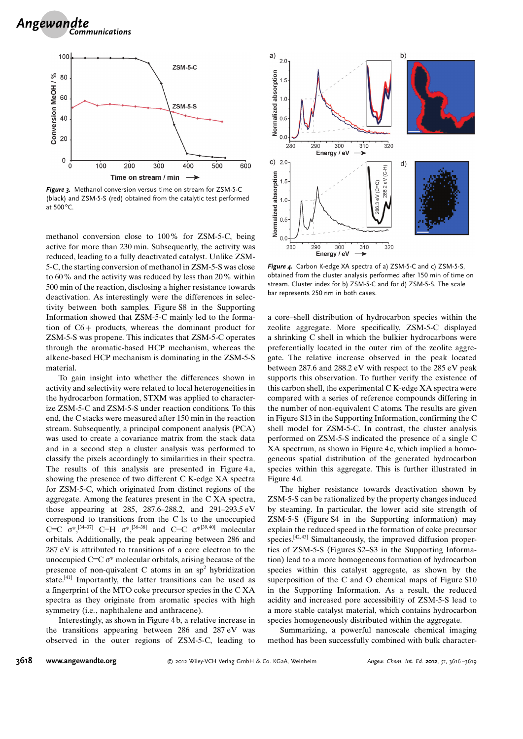*Figure 3.* Methanol conversion versus time on stream for ZSM-5-C (black) and ZSM-5-S (red) obtained from the catalytic test performed at 500 °C.

methanol conversion close to 100% for ZSM-5-C, being active for more than 230 min. Subsequently, the activity was reduced, leading to a fully deactivated catalyst. Unlike ZSM-5-C, the starting conversion of methanol in ZSM-5-S was close to 60% and the activity was reduced by less than 20% within 500 min of the reaction, disclosing a higher resistance towards deactivation. As interestingly were the differences in selectivity between both samples. Figure S8 in the Supporting Information showed that ZSM-5-C mainly led to the formation of C6+ products, whereas the dominant product for ZSM-5-S was propene. This indicates that ZSM-5-C operates through the aromatic-based HCP mechanism, whereas the alkene-based HCP mechanism is dominating in the ZSM-5-S material.

To gain insight into whether the differences shown in activity and selectivity were related to local heterogeneities in the hydrocarbon formation, STXM was applied to characterize ZSM-5-C and ZSM-5-S under reaction conditions. To this end, the C stacks were measured after 150 min in the reaction stream. Subsequently, a principal component analysis (PCA) was used to create a covariance matrix from the stack data and in a second step a cluster analysis was performed to classify the pixels accordingly to similarities in their spectra. The results of this analysis are presented in Figure 4a, showing the presence of two different C K-edge XA spectra for ZSM-5-C, which originated from distinct regions of the aggregate. Among the features present in the C XA spectra, those appearing at 285, 287.6–288.2, and 291–293.5 eV correspond to transitions from the C 1s to the unoccupied C=C σ\*,[34–37] C−H σ\*,[36–38] and C−C σ\*[39,40] molecular orbitals. Additionally, the peak appearing between 286 and 287 eV is attributed to transitions of a core electron to the unoccupied C=C σ\* molecular orbitals, arising because of the presence of non-quivalent C atoms in an $sp^2$ hybridization state.[41] Importantly, the latter transitions can be used as a fingerprint of the MTO coke precursor species in the C XA spectra as they originate from aromatic species with high symmetry (i.e., naphthalene and anthracene).

Interestingly, as shown in Figure 4b, a relative increase in the transitions appearing between 286 and 287 eV was observed in the outer regions of ZSM-5-C, leading to a core–shell distribution of hydrocarbon species within the zeolite aggregate. More specifically, ZSM-5-C displayed a shrinking C shell in which the bulkier hydrocarbons were preferentially located in the outer rim of the zeolite aggregate. The relative increase observed in the peak located between 287.6 and 288.2 eV with respect to the 285 eV peak supports this observation. To further verify the existence of this carbon shell, the experimental C K-edge XA spectra were compared with a series of reference compounds differing in the number of non-equivalent C atoms. The results are given in Figure S13 in the Supporting Information, confirming the C shell model for ZSM-5-C. In contrast, the cluster analysis performed on ZSM-5-S indicated the presence of a single C XA spectrum, as shown in Figure 4c, which implied a homogeneous spatial distribution of the generated hydrocarbon species within this aggregate. This is further illustrated in Figure 4d.

*Figure 4.* Carbon K-edge XA spectra of a) ZSM-5-C and c) ZSM-5-S, obtained from the cluster analysis performed after 150 min of time on stream. Cluster index for b) ZSM-5-C and for d) ZSM-5-S. The scale bar represents 250 nm in both cases.

The higher resistance towards deactivation shown by ZSM-5-S can be rationalized by the property changes induced by steaming. In particular, the lower acid site strength of ZSM-5-S (Figure S4 in the Supporting information) may explain the reduced speed in the formation of coke precursor species.[42,43] Simultaneously, the improved diffusion properties of ZSM-5-S (Figures S2–S3 in the Supporting Information) lead to a more homogeneous formation of hydrocarbon species within this catalyst aggregate, as shown by the superposition of the C and O chemical maps of Figure S10 in the Supporting Information. As a result, the reduced acidity and increased pore accessibility of ZSM-5-S lead to a more stable catalyst material, which contains hydrocarbon species homogeneously distributed within the aggregate.

Summarizing, a powerful nanoscale chemical imaging method has been successfully combined with bulk character-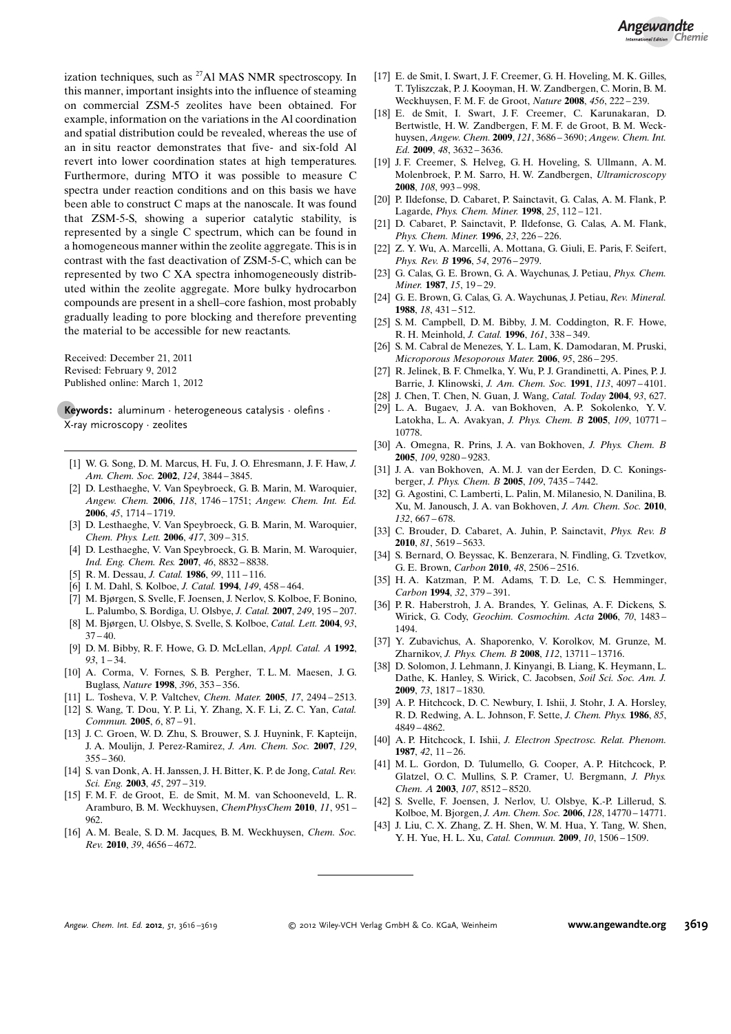ization techniques, such as $^{27}$Al MAS NMR spectroscopy. In this manner, important insights into the influence of steaming on commercial ZSM-5 zeolites have been obtained. For example, information on the variations in the Al coordination and spatial distribution could be revealed, whereas the use of an in situ reactor demonstrates that five- and six-fold Al revert into lower coordination states at high temperatures. Furthermore, during MTO it was possible to measure C spectra under reaction conditions and on this basis we have been able to construct C maps at the nanoscale. It was found that ZSM-5-S, showing a superior catalytic stability, is represented by a single C spectrum, which can be found in a homogeneous manner within the zeolite aggregate. This is in contrast with the fast deactivation of ZSM-5-C, which can be represented by two C XA spectra inhomogeneously distributed within the zeolite aggregate. More bulky hydrocarbon compounds are present in a shell–core fashion, most probably gradually leading to pore blocking and therefore preventing the material to be accessible for new reactants.

Received: December 21, 2011
Revised: February 9, 2012
Published online: March 1, 2012

**Keywords:** aluminum · heterogeneous catalysis · olefins · X-ray microscopy · zeolites

---

[1] W. G. Song, D. M. Marcus, H. Fu, J. O. Ehresmann, J. F. Haw, *J. Am. Chem. Soc.* **2002**, *124*, 3844–3845.
[2] D. Lesthaeghe, V. Van Speybroeck, G. B. Marin, M. Waroquier, *Angew. Chem.* **2006**, *118*, 1746–1751; *Angew. Chem. Int. Ed.* **2006**, *45*, 1714–1719.
[3] D. Lesthaeghe, V. Van Speybroeck, G. B. Marin, M. Waroquier, *Chem. Phys. Lett.* **2006**, *417*, 309–315.
[4] D. Lesthaeghe, V. Van Speybroeck, G. B. Marin, M. Waroquier, *Ind. Eng. Chem. Res.* **2007**, *46*, 8832–8838.
[5] R. M. Dessau, *J. Catal.* **1986**, *99*, 111–116.
[6] I. M. Dahl, S. Kolboe, *J. Catal.* **1994**, *149*, 458–464.
[7] M. Bjørgen, S. Svelle, F. Joensen, J. Nerlov, S. Kolboe, F. Bonino, L. Palumbo, S. Bordiga, U. Olsbye, *J. Catal.* **2007**, *249*, 195–207.
[8] M. Bjørgen, U. Olsbye, S. Svelle, S. Kolboe, *Catal. Lett.* **2004**, *93*, 37–40.
[9] D. M. Bibby, R. F. Howe, G. D. McLellan, *Appl. Catal. A* **1992**, *93*, 1–34.
[10] A. Corma, V. Fornes, S. B. Pergher, T. L. M. Maesen, J. G. Buglass, *Nature* **1998**, *396*, 353–356.
[11] L. Tosheva, V. P. Valtchev, *Chem. Mater.* **2005**, *17*, 2494–2513.
[12] S. Wang, T. Dou, Y. P. Li, Y. Zhang, X. F. Li, Z. C. Yan, *Catal. Commun.* **2005**, *6*, 87–91.
[13] J. C. Groen, W. D. Zhu, S. Brouwer, S. J. Huynink, F. Kapteijn, J. A. Moulijn, J. Perez-Ramirez, *J. Am. Chem. Soc.* **2007**, *129*, 355–360.
[14] S. van Donk, A. H. Janssen, J. H. Bitter, K. P. de Jong, *Catal. Rev. Sci. Eng.* **2003**, *45*, 297–319.
[15] F. M. F. de Groot, E. de Smit, M. M. van Schooneveld, L. R. Aramburo, B. M. Weckhuysen, *ChemPhysChem* **2010**, *11*, 951–962.
[16] A. M. Beale, S. D. M. Jacques, B. M. Weckhuysen, *Chem. Soc. Rev.* **2010**, *39*, 4656–4672.
[17] E. de Smit, I. Swart, J. F. Creemer, G. H. Hoveling, M. K. Gilles, T. Tyliszczak, P. J. Kooyman, H. W. Zandbergen, C. Morin, B. M. Weckhuysen, F. M. F. de Groot, *Nature* **2008**, *456*, 222–239.
[18] E. de Smit, I. Swart, J. F. Creemer, C. Karunakaran, D. Bertwistle, H. W. Zandbergen, F. M. F. de Groot, B. M. Weckhuysen, *Angew. Chem.* **2009**, *121*, 3686–3690; *Angew. Chem. Int. Ed.* **2009**, *48*, 3632–3636.
[19] J. F. Creemer, S. Helveg, G. H. Hoveling, S. Ullmann, A. M. Molenbroek, P. M. Sarro, H. W. Zandbergen, *Ultramicroscopy* **2008**, *108*, 993–998.
[20] P. Ildefonse, D. Cabaret, P. Sainctavit, G. Calas, A. M. Flank, P. Lagarde, *Phys. Chem. Miner.* **1998**, *25*, 112–121.
[21] D. Cabaret, P. Sainctavit, P. Ildefonse, G. Calas, A. M. Flank, *Phys. Chem. Miner.* **1996**, *23*, 226–226.
[22] Z. Y. Wu, A. Marcelli, A. Mottana, G. Giuli, E. Paris, F. Seifert, *Phys. Rev. B* **1996**, *54*, 2976–2979.
[23] G. Calas, G. E. Brown, G. A. Waychunas, J. Petiau, *Phys. Chem. Miner.* **1987**, *15*, 19–29.
[24] G. E. Brown, G. Calas, G. A. Waychunas, J. Petiau, *Rev. Mineral.* **1988**, *18*, 431–512.
[25] S. M. Campbell, D. M. Bibby, J. M. Coddington, R. F. Howe, R. H. Meinhold, *J. Catal.* **1996**, *161*, 338–349.
[26] S. M. Cabral de Menezes, Y. L. Lam, K. Damodaran, M. Pruski, *Microporous Mesoporous Mater.* **2006**, *95*, 286–295.
[27] R. Jelinek, B. F. Chmelka, Y. Wu, P. J. Grandinetti, A. Pines, P. J. Barrie, J. Klinowski, *J. Am. Chem. Soc.* **1991**, *113*, 4097–4101.
[28] J. Chen, T. Chen, N. Guan, J. Wang, *Catal. Today* **2004**, *93*, 627.
[29] L. A. Bugaev, J. A. van Bokhoven, A. P. Sokolenko, Y. V. Latokha, L. A. Avakyan, *J. Phys. Chem. B* **2005**, *109*, 10771–10778.
[30] A. Omegna, R. Prins, J. A. van Bokhoven, *J. Phys. Chem. B* **2005**, *109*, 9280–9283.
[31] J. A. van Bokhoven, A. M. J. van der Eerden, D. C. Koningsberger, *J. Phys. Chem. B* **2005**, *109*, 7435–7442.
[32] G. Agostini, C. Lamberti, L. Palin, M. Milanesio, N. Danilina, B. Xu, M. Janousch, J. A. van Bokhoven, *J. Am. Chem. Soc.* **2010**, *132*, 667–678.
[33] C. Brouder, D. Cabaret, A. Juhin, P. Sainctavit, *Phys. Rev. B* **2010**, *81*, 5619–5633.
[34] S. Bernard, O. Beyssac, K. Benzerara, N. Findling, G. Tzvetkov, G. E. Brown, *Carbon* **2010**, *48*, 2506–2516.
[35] H. A. Katzman, P. M. Adams, T. D. Le, C. S. Hemminger, *Carbon* **1994**, *32*, 379–391.
[36] P. R. Haberstroh, J. A. Brandes, Y. Gelinas, A. F. Dickens, S. Wirick, G. Cody, *Geochim. Cosmochim. Acta* **2006**, *70*, 1483–1494.
[37] Y. Zubavichus, A. Shaporenko, V. Korolkov, M. Grunze, M. Zharnikov, *J. Phys. Chem. B* **2008**, *112*, 13711–13716.
[38] D. Solomon, J. Lehmann, J. Kinyangi, B. Liang, K. Heymann, L. Dathe, K. Hanley, S. Wirick, C. Jacobsen, *Soil Sci. Soc. Am. J.* **2009**, *73*, 1817–1830.
[39] A. P. Hitchcock, D. C. Newbury, I. Ishii, J. Stohr, J. A. Horsley, R. D. Redwing, A. L. Johnson, F. Sette, *J. Chem. Phys.* **1986**, *85*, 4849–4862.
[40] A. P. Hitchcock, I. Ishii, *J. Electron Spectrosc. Relat. Phenom.* **1987**, *42*, 11–26.
[41] M. L. Gordon, D. Tulumello, G. Cooper, A. P. Hitchcock, P. Glatzel, O. C. Mullins, S. P. Cramer, U. Bergmann, *J. Phys. Chem. A* **2003**, *107*, 8512–8520.
[42] S. Svelle, F. Joensen, J. Nerlov, U. Olsbye, K.-P. Lillerud, S. Kolboe, M. Bjorgen, *J. Am. Chem. Soc.* **2006**, *128*, 14770–14771.
[43] J. Liu, C. X. Zhang, Z. H. Shen, W. M. Hua, Y. Tang, W. Shen, Y. H. Yue, H. L. Xu, *Catal. Commun.* **2009**, *10*, 1506–1509.